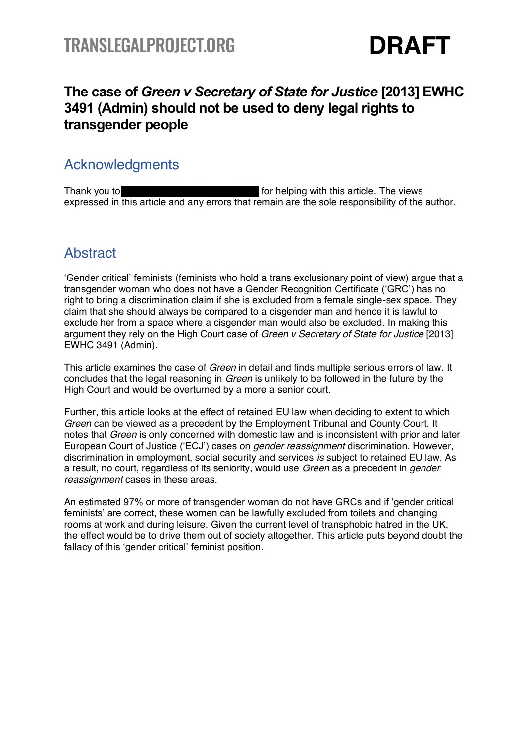TRANSLEGALPROJECT.ORG

DRAFT

# The case of *Green v Secretary of State for Justice* [2013] EWHC 3491 (Admin) should not be used to deny legal rights to transgender people

## Acknowledgments

Thank you to ████████████████ for helping with this article. The views expressed in this article and any errors that remain are the sole responsibility of the author.

## Abstract

'Gender critical' feminists (feminists who hold a trans exclusionary point of view) argue that a transgender woman who does not have a Gender Recognition Certificate ('GRC') has no right to bring a discrimination claim if she is excluded from a female single-sex space. They claim that she should always be compared to a cisgender man and hence it is lawful to exclude her from a space where a cisgender man would also be excluded. In making this argument they rely on the High Court case of *Green v Secretary of State for Justice* [2013] EWHC 3491 (Admin).

This article examines the case of *Green* in detail and finds multiple serious errors of law. It concludes that the legal reasoning in *Green* is unlikely to be followed in the future by the High Court and would be overturned by a more a senior court.

Further, this article looks at the effect of retained EU law when deciding to extent to which *Green* can be viewed as a precedent by the Employment Tribunal and County Court. It notes that *Green* is only concerned with domestic law and is inconsistent with prior and later European Court of Justice ('ECJ') cases on *gender reassignment* discrimination. However, discrimination in employment, social security and services *is* subject to retained EU law. As a result, no court, regardless of its seniority, would use *Green* as a precedent in *gender reassignment* cases in these areas.

An estimated 97% or more of transgender woman do not have GRCs and if 'gender critical feminists' are correct, these women can be lawfully excluded from toilets and changing rooms at work and during leisure. Given the current level of transphobic hatred in the UK, the effect would be to drive them out of society altogether. This article puts beyond doubt the fallacy of this 'gender critical' feminist position.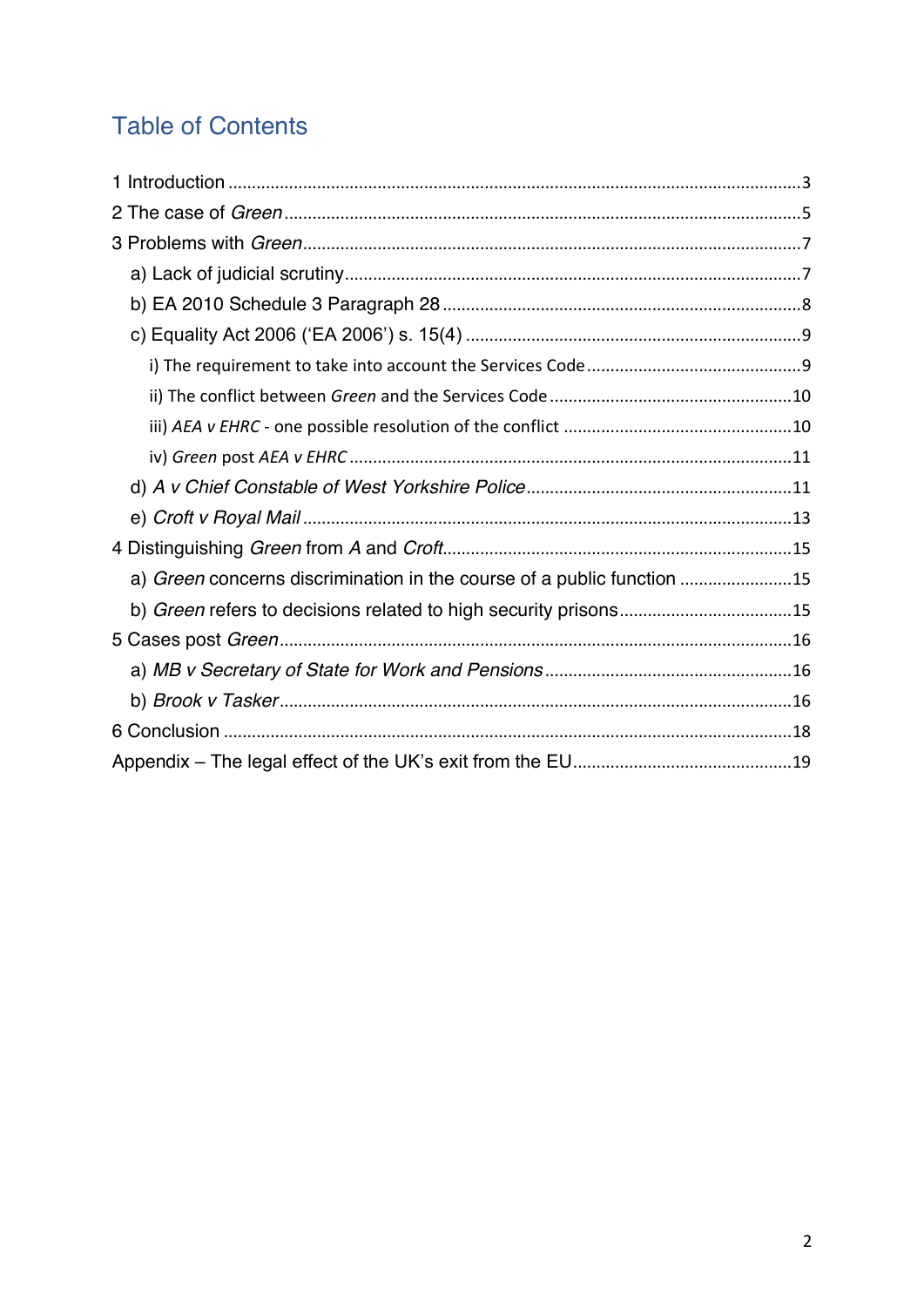# Table of Contents

1 Introduction .......... 3

2 The case of *Green* .......... 5

3 Problems with *Green* .......... 7

- a) Lack of judicial scrutiny .......... 7
- b) EA 2010 Schedule 3 Paragraph 28 .......... 8
- c) Equality Act 2006 ('EA 2006') s. 15(4) .......... 9
  - i) The requirement to take into account the Services Code .......... 9
  - ii) The conflict between *Green* and the Services Code .......... 10
  - iii) *AEA v EHRC* - one possible resolution of the conflict .......... 10
  - iv) *Green* post *AEA v EHRC* .......... 11
- d) *A v Chief Constable of West Yorkshire Police* .......... 11
- e) *Croft v Royal Mail* .......... 13

4 Distinguishing *Green* from *A* and *Croft* .......... 15

- a) *Green* concerns discrimination in the course of a public function .......... 15
- b) *Green* refers to decisions related to high security prisons .......... 15

5 Cases post *Green* .......... 16

- a) *MB v Secretary of State for Work and Pensions* .......... 16
- b) *Brook v Tasker* .......... 16

6 Conclusion .......... 18

Appendix – The legal effect of the UK's exit from the EU .......... 19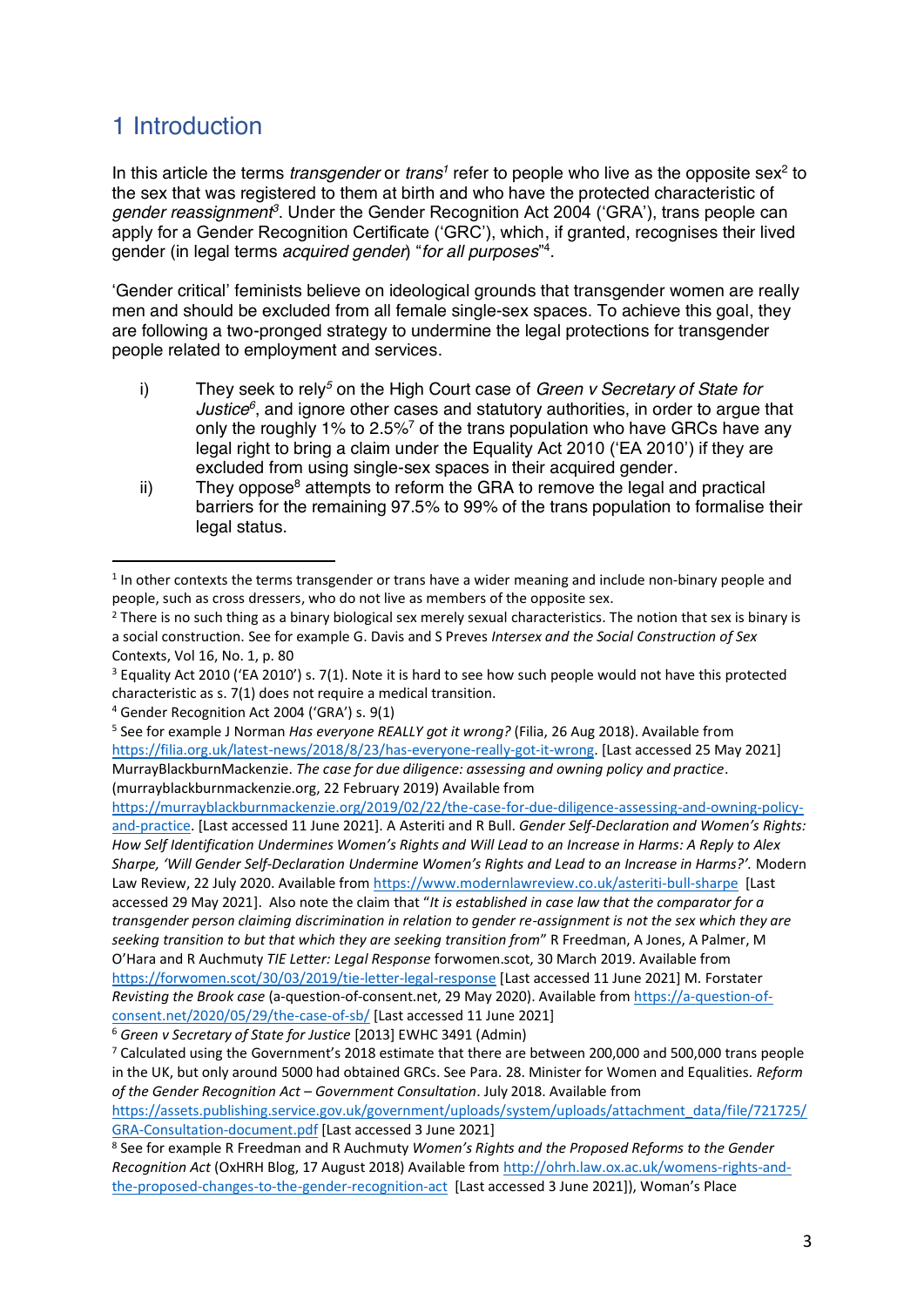# 1 Introduction

In this article the terms *transgender* or *trans*[1] refer to people who live as the opposite sex[2] to the sex that was registered to them at birth and who have the protected characteristic of *gender reassignment*[3]. Under the Gender Recognition Act 2004 ('GRA'), trans people can apply for a Gender Recognition Certificate ('GRC'), which, if granted, recognises their lived gender (in legal terms *acquired gender*) "*for all purposes*"[4].

'Gender critical' feminists believe on ideological grounds that transgender women are really men and should be excluded from all female single-sex spaces. To achieve this goal, they are following a two-pronged strategy to undermine the legal protections for transgender people related to employment and services.

i) They seek to rely[5] on the High Court case of *Green v Secretary of State for Justice*[6], and ignore other cases and statutory authorities, in order to argue that only the roughly 1% to 2.5%[7] of the trans population who have GRCs have any legal right to bring a claim under the Equality Act 2010 ('EA 2010') if they are excluded from using single-sex spaces in their acquired gender.

ii) They oppose[8] attempts to reform the GRA to remove the legal and practical barriers for the remaining 97.5% to 99% of the trans population to formalise their legal status.

---

[1] In other contexts the terms transgender or trans have a wider meaning and include non-binary people and people, such as cross dressers, who do not live as members of the opposite sex.

[2] There is no such thing as a binary biological sex merely sexual characteristics. The notion that sex is binary is a social construction. See for example G. Davis and S Preves *Intersex and the Social Construction of Sex* Contexts, Vol 16, No. 1, p. 80

[3] Equality Act 2010 ('EA 2010') s. 7(1). Note it is hard to see how such people would not have this protected characteristic as s. 7(1) does not require a medical transition.

[4] Gender Recognition Act 2004 ('GRA') s. 9(1)

[5] See for example J Norman *Has everyone REALLY got it wrong?* (Filia, 26 Aug 2018). Available from https://filia.org.uk/latest-news/2018/8/23/has-everyone-really-got-it-wrong. [Last accessed 25 May 2021] MurrayBlackburnMackenzie. *The case for due diligence: assessing and owning policy and practice*. (murrayblackburnmackenzie.org, 22 February 2019) Available from https://murrayblackburnmackenzie.org/2019/02/22/the-case-for-due-diligence-assessing-and-owning-policy-and-practice. [Last accessed 11 June 2021]. A Asteriti and R Bull. *Gender Self-Declaration and Women's Rights: How Self Identification Undermines Women's Rights and Will Lead to an Increase in Harms: A Reply to Alex Sharpe, 'Will Gender Self-Declaration Undermine Women's Rights and Lead to an Increase in Harms?'.* Modern Law Review, 22 July 2020. Available from https://www.modernlawreview.co.uk/asteriti-bull-sharpe [Last accessed 29 May 2021]. Also note the claim that "*It is established in case law that the comparator for a transgender person claiming discrimination in relation to gender re-assignment is not the sex which they are seeking transition to but that which they are seeking transition from*" R Freedman, A Jones, A Palmer, M O'Hara and R Auchmuty *TIE Letter: Legal Response* forwomen.scot, 30 March 2019. Available from https://forwomen.scot/30/03/2019/tie-letter-legal-response [Last accessed 11 June 2021] M. Forstater *Revisting the Brook case* (a-question-of-consent.net, 29 May 2020). Available from https://a-question-of-consent.net/2020/05/29/the-case-of-sb/ [Last accessed 11 June 2021]

[6] *Green v Secretary of State for Justice* [2013] EWHC 3491 (Admin)

[7] Calculated using the Government's 2018 estimate that there are between 200,000 and 500,000 trans people in the UK, but only around 5000 had obtained GRCs. See Para. 28. Minister for Women and Equalities. *Reform of the Gender Recognition Act – Government Consultation*. July 2018. Available from https://assets.publishing.service.gov.uk/government/uploads/system/uploads/attachment_data/file/721725/GRA-Consultation-document.pdf [Last accessed 3 June 2021]

[8] See for example R Freedman and R Auchmuty *Women's Rights and the Proposed Reforms to the Gender Recognition Act* (OxHRH Blog, 17 August 2018) Available from http://ohrh.law.ox.ac.uk/womens-rights-and-the-proposed-changes-to-the-gender-recognition-act [Last accessed 3 June 2021]), Woman's Place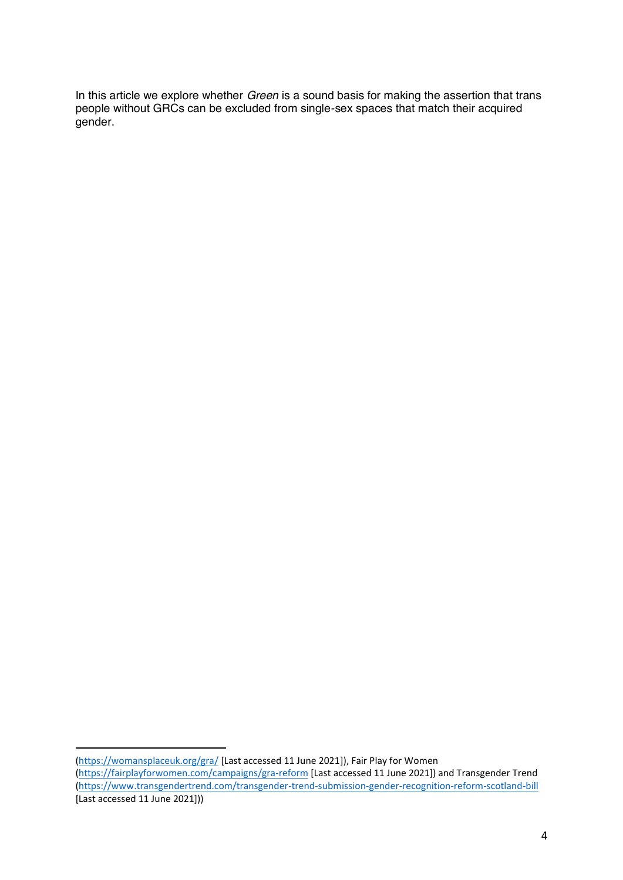In this article we explore whether *Green* is a sound basis for making the assertion that trans people without GRCs can be excluded from single-sex spaces that match their acquired gender.

---

(https://womansplaceuk.org/gra/ [Last accessed 11 June 2021]), Fair Play for Women (https://fairplayforwomen.com/campaigns/gra-reform [Last accessed 11 June 2021]) and Transgender Trend (https://www.transgendertrend.com/transgender-trend-submission-gender-recognition-reform-scotland-bill [Last accessed 11 June 2021]))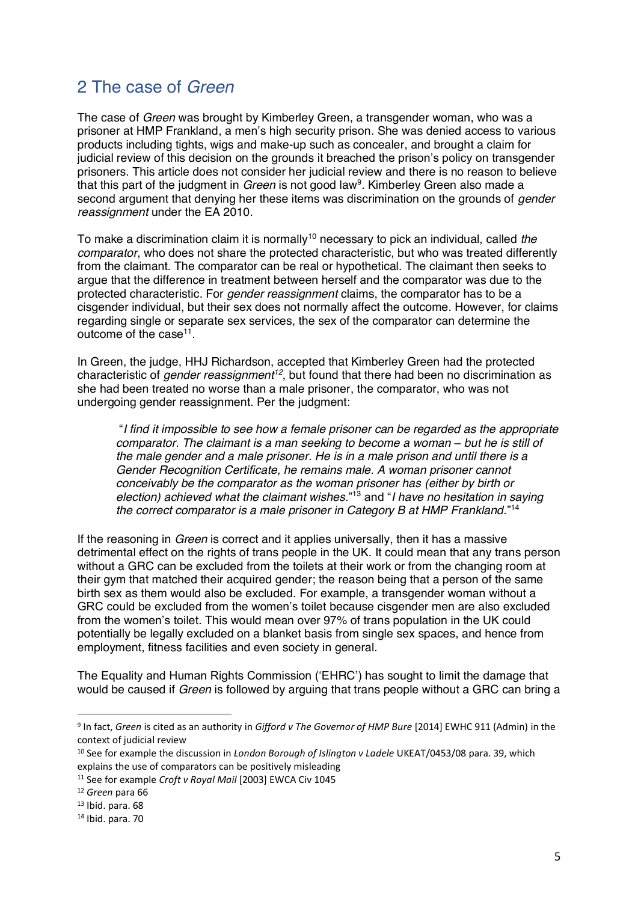## 2 The case of *Green*

The case of *Green* was brought by Kimberley Green, a transgender woman, who was a prisoner at HMP Frankland, a men's high security prison. She was denied access to various products including tights, wigs and make-up such as concealer, and brought a claim for judicial review of this decision on the grounds it breached the prison's policy on transgender prisoners. This article does not consider her judicial review and there is no reason to believe that this part of the judgment in *Green* is not good law[9]. Kimberley Green also made a second argument that denying her these items was discrimination on the grounds of *gender reassignment* under the EA 2010.

To make a discrimination claim it is normally[10] necessary to pick an individual, called *the comparator*, who does not share the protected characteristic, but who was treated differently from the claimant. The comparator can be real or hypothetical. The claimant then seeks to argue that the difference in treatment between herself and the comparator was due to the protected characteristic. For *gender reassignment* claims, the comparator has to be a cisgender individual, but their sex does not normally affect the outcome. However, for claims regarding single or separate sex services, the sex of the comparator can determine the outcome of the case[11].

In Green, the judge, HHJ Richardson, accepted that Kimberley Green had the protected characteristic of *gender reassignment*[12], but found that there had been no discrimination as she had been treated no worse than a male prisoner, the comparator, who was not undergoing gender reassignment. Per the judgment:

> "*I find it impossible to see how a female prisoner can be regarded as the appropriate comparator. The claimant is a man seeking to become a woman – but he is still of the male gender and a male prisoner. He is in a male prison and until there is a Gender Recognition Certificate, he remains male. A woman prisoner cannot conceivably be the comparator as the woman prisoner has (either by birth or election) achieved what the claimant wishes.*"[13] and "*I have no hesitation in saying the correct comparator is a male prisoner in Category B at HMP Frankland.*"[14]

If the reasoning in *Green* is correct and it applies universally, then it has a massive detrimental effect on the rights of trans people in the UK. It could mean that any trans person without a GRC can be excluded from the toilets at their work or from the changing room at their gym that matched their acquired gender; the reason being that a person of the same birth sex as them would also be excluded. For example, a transgender woman without a GRC could be excluded from the women's toilet because cisgender men are also excluded from the women's toilet. This would mean over 97% of trans population in the UK could potentially be legally excluded on a blanket basis from single sex spaces, and hence from employment, fitness facilities and even society in general.

The Equality and Human Rights Commission ('EHRC') has sought to limit the damage that would be caused if *Green* is followed by arguing that trans people without a GRC can bring a

---

[9] In fact, *Green* is cited as an authority in *Gifford v The Governor of HMP Bure* [2014] EWHC 911 (Admin) in the context of judicial review

[10] See for example the discussion in *London Borough of Islington v Ladele* UKEAT/0453/08 para. 39, which explains the use of comparators can be positively misleading

[11] See for example *Croft v Royal Mail* [2003] EWCA Civ 1045

[12] *Green* para 66

[13] Ibid. para. 68

[14] Ibid. para. 70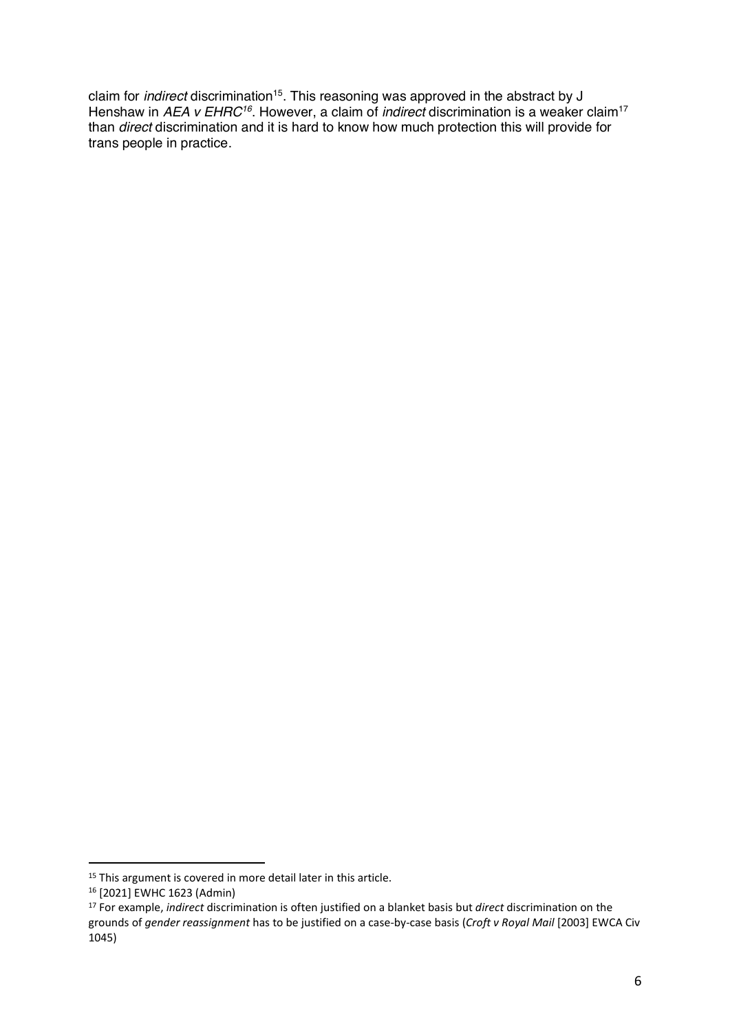claim for *indirect* discrimination[15]. This reasoning was approved in the abstract by J Henshaw in *AEA v EHRC*[16]. However, a claim of *indirect* discrimination is a weaker claim[17] than *direct* discrimination and it is hard to know how much protection this will provide for trans people in practice.

[15] This argument is covered in more detail later in this article.

[16] [2021] EWHC 1623 (Admin)

[17] For example, *indirect* discrimination is often justified on a blanket basis but *direct* discrimination on the grounds of *gender reassignment* has to be justified on a case-by-case basis (*Croft v Royal Mail* [2003] EWCA Civ 1045)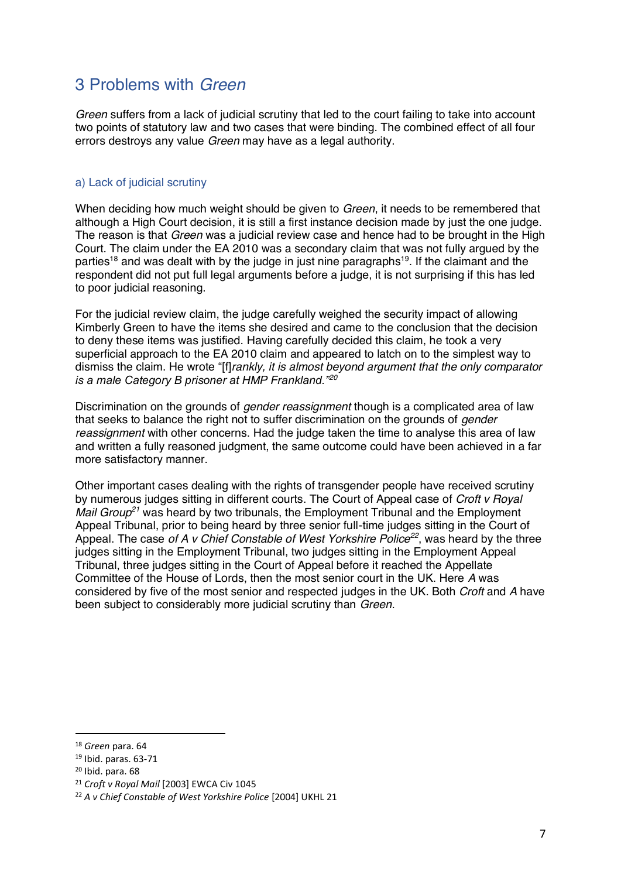## 3 Problems with *Green*

*Green* suffers from a lack of judicial scrutiny that led to the court failing to take into account two points of statutory law and two cases that were binding. The combined effect of all four errors destroys any value *Green* may have as a legal authority.

### a) Lack of judicial scrutiny

When deciding how much weight should be given to *Green*, it needs to be remembered that although a High Court decision, it is still a first instance decision made by just the one judge. The reason is that *Green* was a judicial review case and hence had to be brought in the High Court. The claim under the EA 2010 was a secondary claim that was not fully argued by the parties[18] and was dealt with by the judge in just nine paragraphs[19]. If the claimant and the respondent did not put full legal arguments before a judge, it is not surprising if this has led to poor judicial reasoning.

For the judicial review claim, the judge carefully weighed the security impact of allowing Kimberly Green to have the items she desired and came to the conclusion that the decision to deny these items was justified. Having carefully decided this claim, he took a very superficial approach to the EA 2010 claim and appeared to latch on to the simplest way to dismiss the claim. He wrote "[f]*rankly, it is almost beyond argument that the only comparator is a male Category B prisoner at HMP Frankland."*[20]

Discrimination on the grounds of *gender reassignment* though is a complicated area of law that seeks to balance the right not to suffer discrimination on the grounds of *gender reassignment* with other concerns. Had the judge taken the time to analyse this area of law and written a fully reasoned judgment, the same outcome could have been achieved in a far more satisfactory manner.

Other important cases dealing with the rights of transgender people have received scrutiny by numerous judges sitting in different courts. The Court of Appeal case of *Croft v Royal Mail Group*[21] was heard by two tribunals, the Employment Tribunal and the Employment Appeal Tribunal, prior to being heard by three senior full-time judges sitting in the Court of Appeal. The case *of A v Chief Constable of West Yorkshire Police*[22], was heard by the three judges sitting in the Employment Tribunal, two judges sitting in the Employment Appeal Tribunal, three judges sitting in the Court of Appeal before it reached the Appellate Committee of the House of Lords, then the most senior court in the UK. Here *A* was considered by five of the most senior and respected judges in the UK. Both *Croft* and *A* have been subject to considerably more judicial scrutiny than *Green*.

---

[18] *Green* para. 64
[19] Ibid. paras. 63-71
[20] Ibid. para. 68
[21] *Croft v Royal Mail* [2003] EWCA Civ 1045
[22] *A v Chief Constable of West Yorkshire Police* [2004] UKHL 21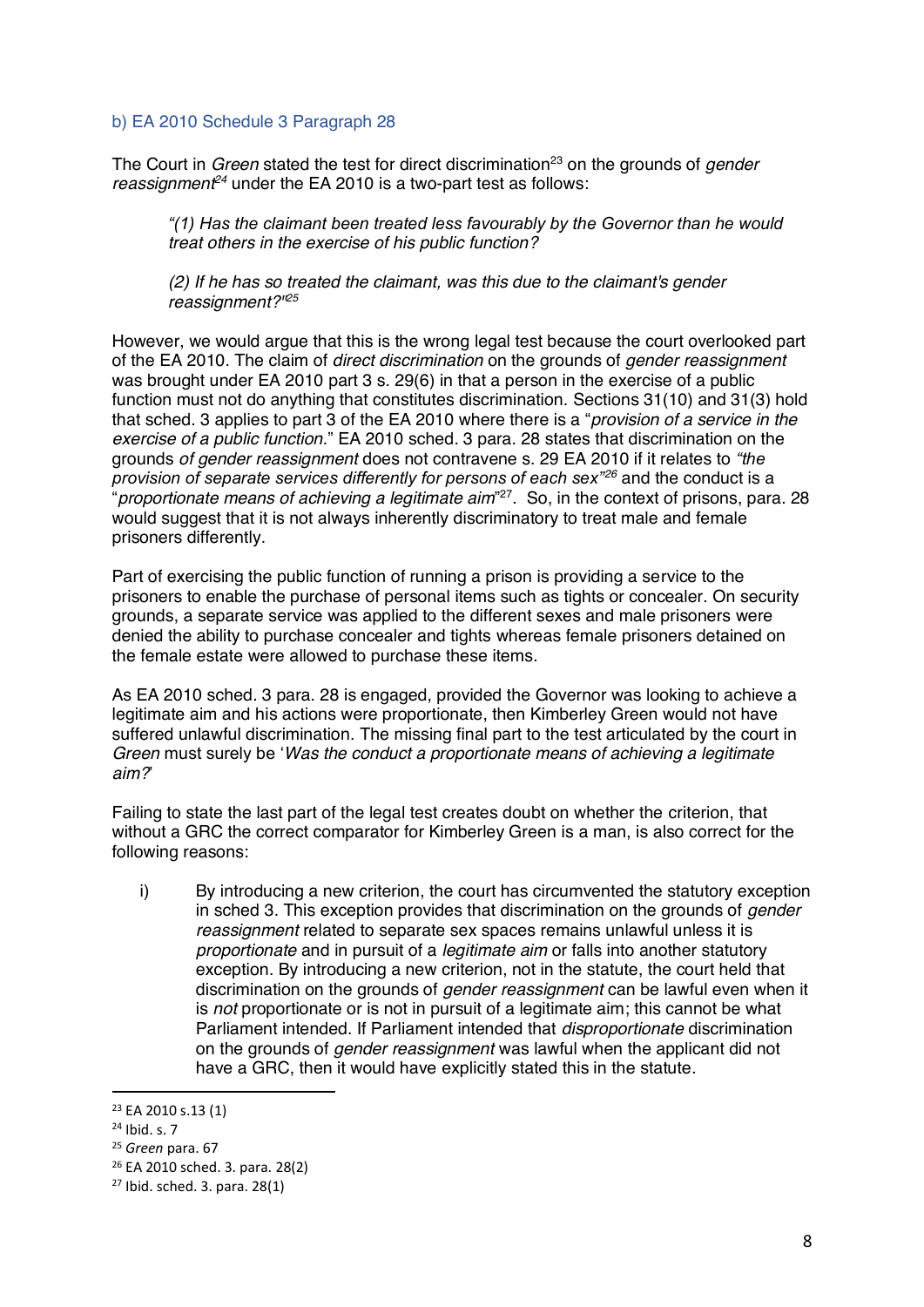### b) EA 2010 Schedule 3 Paragraph 28

The Court in *Green* stated the test for direct discrimination[23] on the grounds of *gender reassignment*[24] under the EA 2010 is a two-part test as follows:

> *"(1) Has the claimant been treated less favourably by the Governor than he would treat others in the exercise of his public function?*
>
> *(2) If he has so treated the claimant, was this due to the claimant's gender reassignment?"*[25]

However, we would argue that this is the wrong legal test because the court overlooked part of the EA 2010. The claim of *direct discrimination* on the grounds of *gender reassignment* was brought under EA 2010 part 3 s. 29(6) in that a person in the exercise of a public function must not do anything that constitutes discrimination. Sections 31(10) and 31(3) hold that sched. 3 applies to part 3 of the EA 2010 where there is a "*provision of a service in the exercise of a public function.*" EA 2010 sched. 3 para. 28 states that discrimination on the grounds *of gender reassignment* does not contravene s. 29 EA 2010 if it relates to *"the provision of separate services differently for persons of each sex"*[26] and the conduct is a "*proportionate means of achieving a legitimate aim*"[27]. So, in the context of prisons, para. 28 would suggest that it is not always inherently discriminatory to treat male and female prisoners differently.

Part of exercising the public function of running a prison is providing a service to the prisoners to enable the purchase of personal items such as tights or concealer. On security grounds, a separate service was applied to the different sexes and male prisoners were denied the ability to purchase concealer and tights whereas female prisoners detained on the female estate were allowed to purchase these items.

As EA 2010 sched. 3 para. 28 is engaged, provided the Governor was looking to achieve a legitimate aim and his actions were proportionate, then Kimberley Green would not have suffered unlawful discrimination. The missing final part to the test articulated by the court in *Green* must surely be '*Was the conduct a proportionate means of achieving a legitimate aim?*'

Failing to state the last part of the legal test creates doubt on whether the criterion, that without a GRC the correct comparator for Kimberley Green is a man, is also correct for the following reasons:

i) By introducing a new criterion, the court has circumvented the statutory exception in sched 3. This exception provides that discrimination on the grounds of *gender reassignment* related to separate sex spaces remains unlawful unless it is *proportionate* and in pursuit of a *legitimate aim* or falls into another statutory exception. By introducing a new criterion, not in the statute, the court held that discrimination on the grounds of *gender reassignment* can be lawful even when it is *not* proportionate or is not in pursuit of a legitimate aim; this cannot be what Parliament intended. If Parliament intended that *disproportionate* discrimination on the grounds of *gender reassignment* was lawful when the applicant did not have a GRC, then it would have explicitly stated this in the statute.

---

[23] EA 2010 s.13 (1)

[24] Ibid. s. 7

[25] *Green* para. 67

[26] EA 2010 sched. 3. para. 28(2)

[27] Ibid. sched. 3. para. 28(1)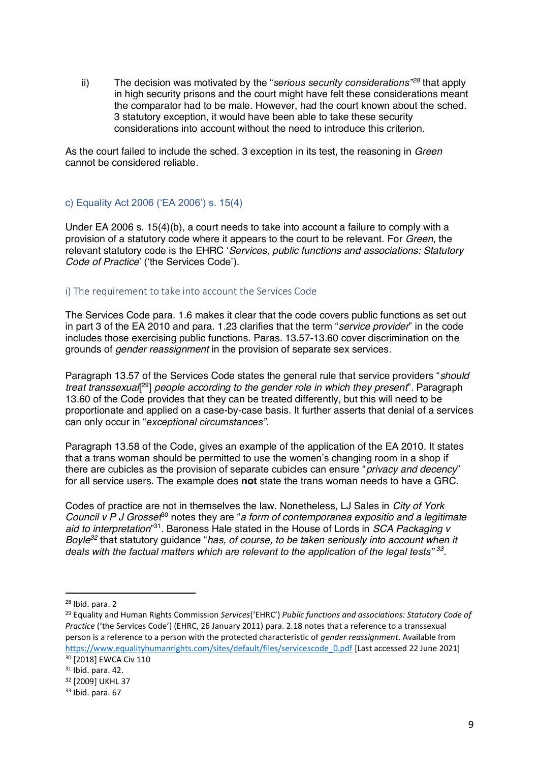ii) The decision was motivated by the "*serious security considerations*"[28] that apply in high security prisons and the court might have felt these considerations meant the comparator had to be male. However, had the court known about the sched. 3 statutory exception, it would have been able to take these security considerations into account without the need to introduce this criterion.

As the court failed to include the sched. 3 exception in its test, the reasoning in *Green* cannot be considered reliable.

### c) Equality Act 2006 ('EA 2006') s. 15(4)

Under EA 2006 s. 15(4)(b), a court needs to take into account a failure to comply with a provision of a statutory code where it appears to the court to be relevant. For *Green*, the relevant statutory code is the EHRC '*Services, public functions and associations: Statutory Code of Practice*' ('the Services Code').

#### i) The requirement to take into account the Services Code

The Services Code para. 1.6 makes it clear that the code covers public functions as set out in part 3 of the EA 2010 and para. 1.23 clarifies that the term "*service provider*" in the code includes those exercising public functions. Paras. 13.57-13.60 cover discrimination on the grounds of *gender reassignment* in the provision of separate sex services.

Paragraph 13.57 of the Services Code states the general rule that service providers "*should treat transsexual*[29] *people according to the gender role in which they present*". Paragraph 13.60 of the Code provides that they can be treated differently, but this will need to be proportionate and applied on a case-by-case basis. It further asserts that denial of a services can only occur in "*exceptional circumstances".*

Paragraph 13.58 of the Code, gives an example of the application of the EA 2010. It states that a trans woman should be permitted to use the women's changing room in a shop if there are cubicles as the provision of separate cubicles can ensure "*privacy and decency*" for all service users. The example does **not** state the trans woman needs to have a GRC.

Codes of practice are not in themselves the law. Nonetheless, LJ Sales in *City of York Council v P J Grosset*[30] notes they are "*a form of contemporanea expositio and a legitimate aid to interpretation*"[31]. Baroness Hale stated in the House of Lords in *SCA Packaging v Boyle*[32] that statutory guidance "*has, of course, to be taken seriously into account when it deals with the factual matters which are relevant to the application of the legal tests*"[33].

---

[28] Ibid. para. 2

[29] Equality and Human Rights Commission *Services*('EHRC') *Public functions and associations: Statutory Code of Practice* ('the Services Code') (EHRC, 26 January 2011) para. 2.18 notes that a reference to a transsexual person is a reference to a person with the protected characteristic of *gender reassignment*. Available from https://www.equalityhumanrights.com/sites/default/files/servicescode_0.pdf [Last accessed 22 June 2021]

[30] [2018] EWCA Civ 110

[31] Ibid. para. 42.

[32] [2009] UKHL 37

[33] Ibid. para. 67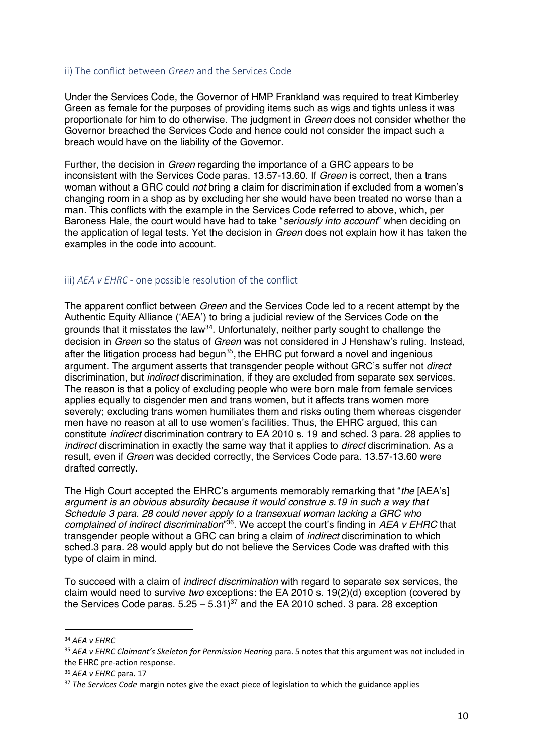### ii) The conflict between *Green* and the Services Code

Under the Services Code, the Governor of HMP Frankland was required to treat Kimberley Green as female for the purposes of providing items such as wigs and tights unless it was proportionate for him to do otherwise. The judgment in *Green* does not consider whether the Governor breached the Services Code and hence could not consider the impact such a breach would have on the liability of the Governor.

Further, the decision in *Green* regarding the importance of a GRC appears to be inconsistent with the Services Code paras. 13.57-13.60. If *Green* is correct, then a trans woman without a GRC could *not* bring a claim for discrimination if excluded from a women's changing room in a shop as by excluding her she would have been treated no worse than a man. This conflicts with the example in the Services Code referred to above, which, per Baroness Hale, the court would have had to take "*seriously into account*" when deciding on the application of legal tests. Yet the decision in *Green* does not explain how it has taken the examples in the code into account.

### iii) *AEA v EHRC* - one possible resolution of the conflict

The apparent conflict between *Green* and the Services Code led to a recent attempt by the Authentic Equity Alliance ('AEA') to bring a judicial review of the Services Code on the grounds that it misstates the law[34]. Unfortunately, neither party sought to challenge the decision in *Green* so the status of *Green* was not considered in J Henshaw's ruling. Instead, after the litigation process had begun[35], the EHRC put forward a novel and ingenious argument. The argument asserts that transgender people without GRC's suffer not *direct* discrimination, but *indirect* discrimination, if they are excluded from separate sex services. The reason is that a policy of excluding people who were born male from female services applies equally to cisgender men and trans women, but it affects trans women more severely; excluding trans women humiliates them and risks outing them whereas cisgender men have no reason at all to use women's facilities. Thus, the EHRC argued, this can constitute *indirect* discrimination contrary to EA 2010 s. 19 and sched. 3 para. 28 applies to *indirect* discrimination in exactly the same way that it applies to *direct* discrimination. As a result, even if *Green* was decided correctly, the Services Code para. 13.57-13.60 were drafted correctly.

The High Court accepted the EHRC's arguments memorably remarking that "*the* [AEA's] *argument is an obvious absurdity because it would construe s.19 in such a way that Schedule 3 para. 28 could never apply to a transexual woman lacking a GRC who complained of indirect discrimination*"[36]. We accept the court's finding in *AEA v EHRC* that transgender people without a GRC can bring a claim of *indirect* discrimination to which sched.3 para. 28 would apply but do not believe the Services Code was drafted with this type of claim in mind.

To succeed with a claim of *indirect discrimination* with regard to separate sex services, the claim would need to survive *two* exceptions: the EA 2010 s. 19(2)(d) exception (covered by the Services Code paras. 5.25 – 5.31)[37] and the EA 2010 sched. 3 para. 28 exception

---

[34] *AEA v EHRC*

[35] *AEA v EHRC Claimant's Skeleton for Permission Hearing* para. 5 notes that this argument was not included in the EHRC pre-action response.

[36] *AEA v EHRC* para. 17

[37] *The Services Code* margin notes give the exact piece of legislation to which the guidance applies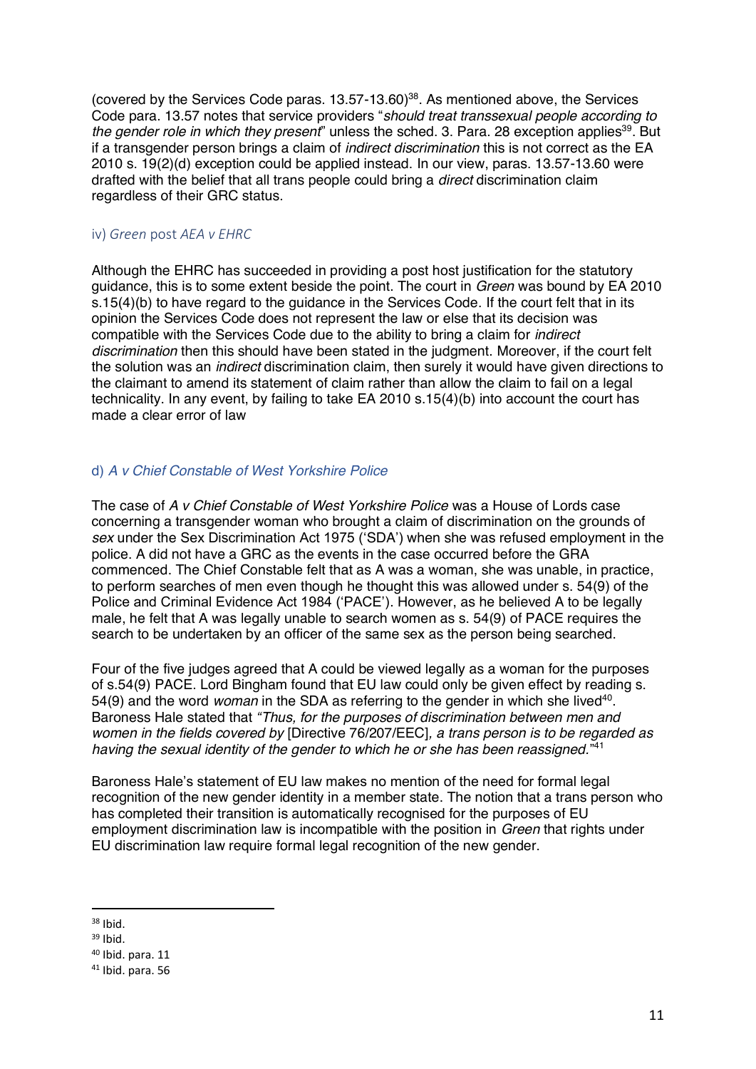(covered by the Services Code paras. 13.57-13.60)[38]. As mentioned above, the Services Code para. 13.57 notes that service providers "*should treat transsexual people according to the gender role in which they present*" unless the sched. 3. Para. 28 exception applies[39]. But if a transgender person brings a claim of *indirect discrimination* this is not correct as the EA 2010 s. 19(2)(d) exception could be applied instead. In our view, paras. 13.57-13.60 were drafted with the belief that all trans people could bring a *direct* discrimination claim regardless of their GRC status.

#### iv) *Green* post *AEA v EHRC*

Although the EHRC has succeeded in providing a post host justification for the statutory guidance, this is to some extent beside the point. The court in *Green* was bound by EA 2010 s.15(4)(b) to have regard to the guidance in the Services Code. If the court felt that in its opinion the Services Code does not represent the law or else that its decision was compatible with the Services Code due to the ability to bring a claim for *indirect discrimination* then this should have been stated in the judgment. Moreover, if the court felt the solution was an *indirect* discrimination claim, then surely it would have given directions to the claimant to amend its statement of claim rather than allow the claim to fail on a legal technicality. In any event, by failing to take EA 2010 s.15(4)(b) into account the court has made a clear error of law

### d) *A v Chief Constable of West Yorkshire Police*

The case of *A v Chief Constable of West Yorkshire Police* was a House of Lords case concerning a transgender woman who brought a claim of discrimination on the grounds of *sex* under the Sex Discrimination Act 1975 ('SDA') when she was refused employment in the police. A did not have a GRC as the events in the case occurred before the GRA commenced. The Chief Constable felt that as A was a woman, she was unable, in practice, to perform searches of men even though he thought this was allowed under s. 54(9) of the Police and Criminal Evidence Act 1984 ('PACE'). However, as he believed A to be legally male, he felt that A was legally unable to search women as s. 54(9) of PACE requires the search to be undertaken by an officer of the same sex as the person being searched.

Four of the five judges agreed that A could be viewed legally as a woman for the purposes of s.54(9) PACE. Lord Bingham found that EU law could only be given effect by reading s. 54(9) and the word *woman* in the SDA as referring to the gender in which she lived[40]. Baroness Hale stated that *"Thus, for the purposes of discrimination between men and women in the fields covered by* [Directive 76/207/EEC]*, a trans person is to be regarded as having the sexual identity of the gender to which he or she has been reassigned."*[41]

Baroness Hale's statement of EU law makes no mention of the need for formal legal recognition of the new gender identity in a member state. The notion that a trans person who has completed their transition is automatically recognised for the purposes of EU employment discrimination law is incompatible with the position in *Green* that rights under EU discrimination law require formal legal recognition of the new gender.

---

[38] Ibid.

[39] Ibid.

[40] Ibid. para. 11

[41] Ibid. para. 56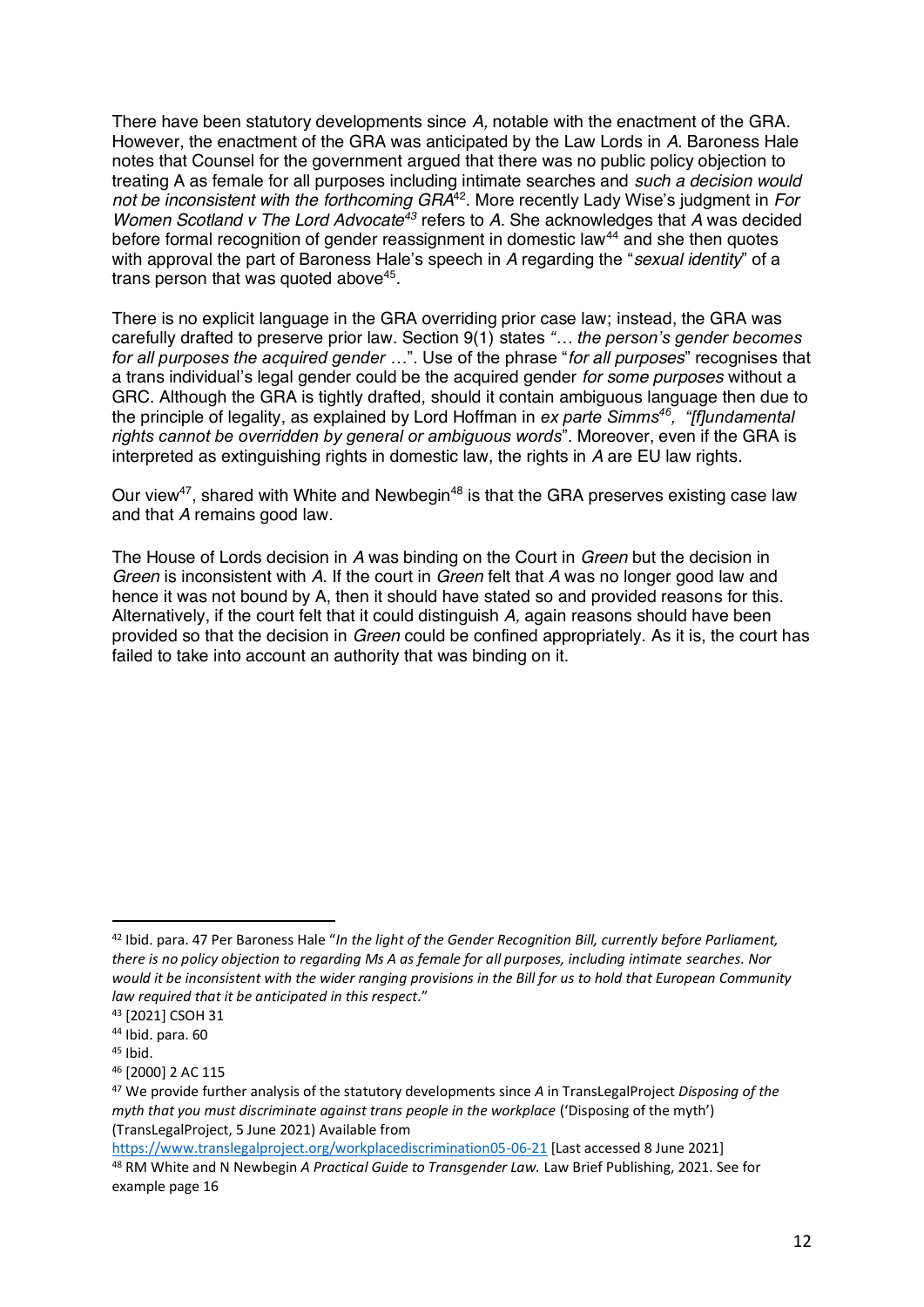There have been statutory developments since *A,* notable with the enactment of the GRA. However, the enactment of the GRA was anticipated by the Law Lords in *A.* Baroness Hale notes that Counsel for the government argued that there was no public policy objection to treating A as female for all purposes including intimate searches and *such a decision would not be inconsistent with the forthcoming GRA*[42]. More recently Lady Wise's judgment in *For Women Scotland v The Lord Advocate*[43] refers to *A.* She acknowledges that *A* was decided before formal recognition of gender reassignment in domestic law[44] and she then quotes with approval the part of Baroness Hale's speech in *A* regarding the "*sexual identity*" of a trans person that was quoted above[45].

There is no explicit language in the GRA overriding prior case law; instead, the GRA was carefully drafted to preserve prior law. Section 9(1) states *"… the person's gender becomes for all purposes the acquired gender …*". Use of the phrase "*for all purposes*" recognises that a trans individual's legal gender could be the acquired gender *for some purposes* without a GRC. Although the GRA is tightly drafted, should it contain ambiguous language then due to the principle of legality, as explained by Lord Hoffman in *ex parte Simms*[46], *"[f]undamental rights cannot be overridden by general or ambiguous words*". Moreover, even if the GRA is interpreted as extinguishing rights in domestic law, the rights in *A* are EU law rights.

Our view[47], shared with White and Newbegin[48] is that the GRA preserves existing case law and that *A* remains good law.

The House of Lords decision in *A* was binding on the Court in *Green* but the decision in *Green* is inconsistent with *A.* If the court in *Green* felt that *A* was no longer good law and hence it was not bound by A, then it should have stated so and provided reasons for this. Alternatively, if the court felt that it could distinguish *A,* again reasons should have been provided so that the decision in *Green* could be confined appropriately. As it is, the court has failed to take into account an authority that was binding on it.

---

[42] Ibid. para. 47 Per Baroness Hale "*In the light of the Gender Recognition Bill, currently before Parliament, there is no policy objection to regarding Ms A as female for all purposes, including intimate searches. Nor would it be inconsistent with the wider ranging provisions in the Bill for us to hold that European Community law required that it be anticipated in this respect.*"

[43] [2021] CSOH 31

[44] Ibid. para. 60

[45] Ibid.

[46] [2000] 2 AC 115

[47] We provide further analysis of the statutory developments since *A* in TransLegalProject *Disposing of the myth that you must discriminate against trans people in the workplace* ('Disposing of the myth') (TransLegalProject, 5 June 2021) Available from https://www.translegalproject.org/workplacediscrimination05-06-21 [Last accessed 8 June 2021]

[48] RM White and N Newbegin *A Practical Guide to Transgender Law.* Law Brief Publishing, 2021. See for example page 16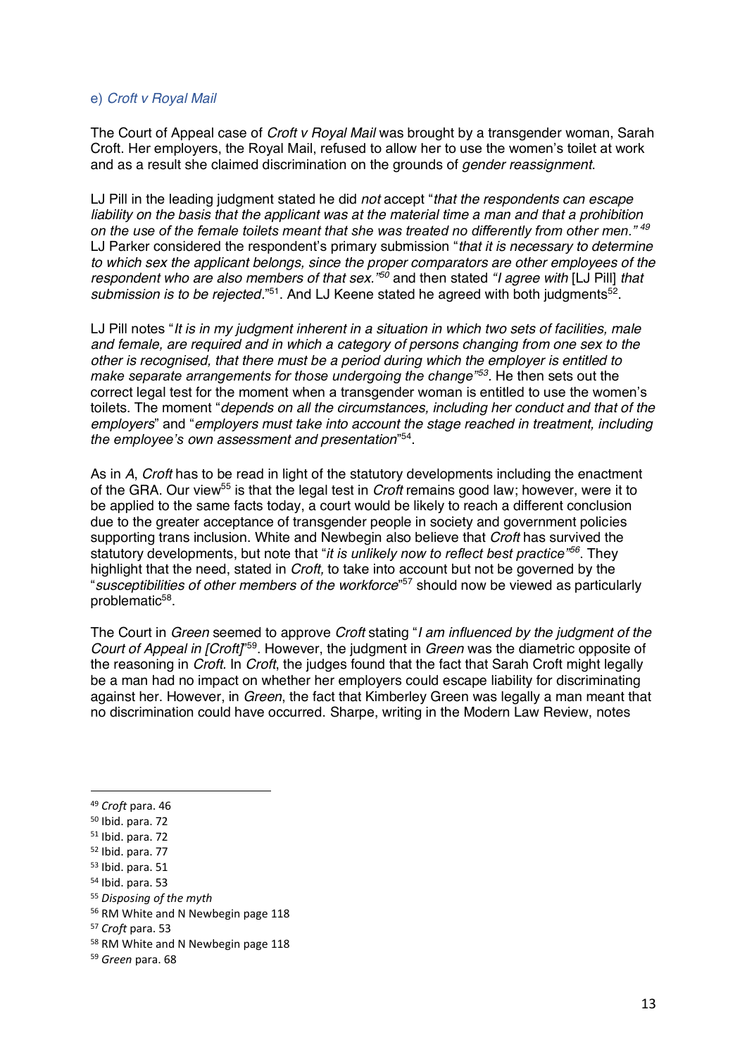### e) *Croft v Royal Mail*

The Court of Appeal case of *Croft v Royal Mail* was brought by a transgender woman, Sarah Croft. Her employers, the Royal Mail, refused to allow her to use the women's toilet at work and as a result she claimed discrimination on the grounds of *gender reassignment*.

LJ Pill in the leading judgment stated he did *not* accept "*that the respondents can escape liability on the basis that the applicant was at the material time a man and that a prohibition on the use of the female toilets meant that she was treated no differently from other men.*" [49] LJ Parker considered the respondent's primary submission "*that it is necessary to determine to which sex the applicant belongs, since the proper comparators are other employees of the respondent who are also members of that sex.*"[50] and then stated "*I agree with* [LJ Pill] *that submission is to be rejected.*"[51]. And LJ Keene stated he agreed with both judgments[52].

LJ Pill notes "*It is in my judgment inherent in a situation in which two sets of facilities, male and female, are required and in which a category of persons changing from one sex to the other is recognised, that there must be a period during which the employer is entitled to make separate arrangements for those undergoing the change*"[53]. He then sets out the correct legal test for the moment when a transgender woman is entitled to use the women's toilets. The moment "*depends on all the circumstances, including her conduct and that of the employers*" and "*employers must take into account the stage reached in treatment, including the employee's own assessment and presentation*"[54].

As in *A*, *Croft* has to be read in light of the statutory developments including the enactment of the GRA. Our view[55] is that the legal test in *Croft* remains good law; however, were it to be applied to the same facts today, a court would be likely to reach a different conclusion due to the greater acceptance of transgender people in society and government policies supporting trans inclusion. White and Newbegin also believe that *Croft* has survived the statutory developments, but note that "*it is unlikely now to reflect best practice*"[56]. They highlight that the need, stated in *Croft,* to take into account but not be governed by the "*susceptibilities of other members of the workforce*"[57] should now be viewed as particularly problematic[58].

The Court in *Green* seemed to approve *Croft* stating "*I am influenced by the judgment of the Court of Appeal in [Croft]*"[59]. However, the judgment in *Green* was the diametric opposite of the reasoning in *Croft.* In *Croft*, the judges found that the fact that Sarah Croft might legally be a man had no impact on whether her employers could escape liability for discriminating against her. However, in *Green*, the fact that Kimberley Green was legally a man meant that no discrimination could have occurred. Sharpe, writing in the Modern Law Review, notes

---

[49] *Croft* para. 46
[50] Ibid. para. 72
[51] Ibid. para. 72
[52] Ibid. para. 77
[53] Ibid. para. 51
[54] Ibid. para. 53
[55] *Disposing of the myth*
[56] RM White and N Newbegin page 118
[57] *Croft* para. 53
[58] RM White and N Newbegin page 118
[59] *Green* para. 68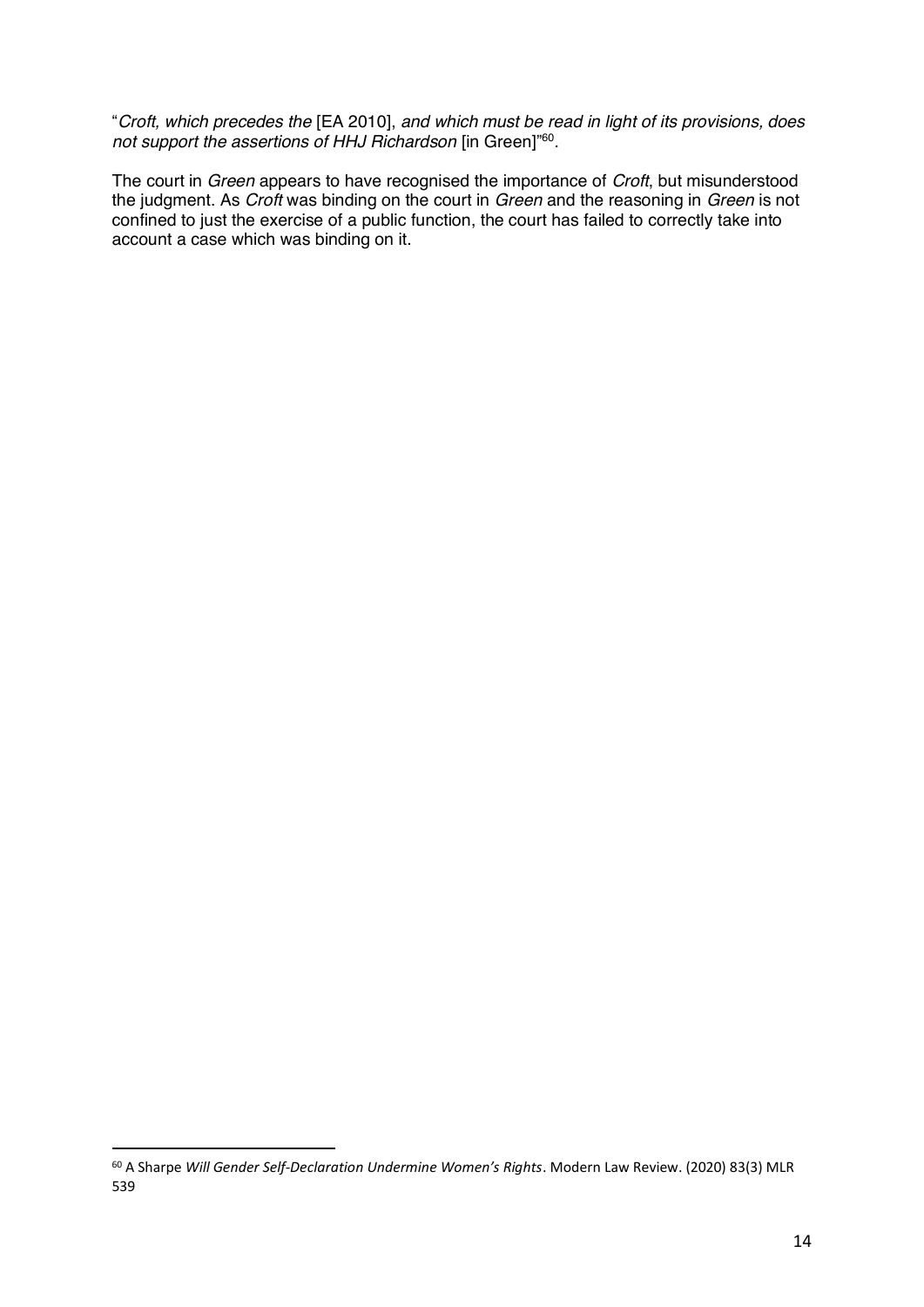"*Croft, which precedes the* [EA 2010], *and which must be read in light of its provisions, does not support the assertions of HHJ Richardson* [in Green]"[60].

The court in *Green* appears to have recognised the importance of *Croft*, but misunderstood the judgment. As *Croft* was binding on the court in *Green* and the reasoning in *Green* is not confined to just the exercise of a public function, the court has failed to correctly take into account a case which was binding on it.

---

[60] A Sharpe *Will Gender Self-Declaration Undermine Women's Rights*. Modern Law Review. (2020) 83(3) MLR 539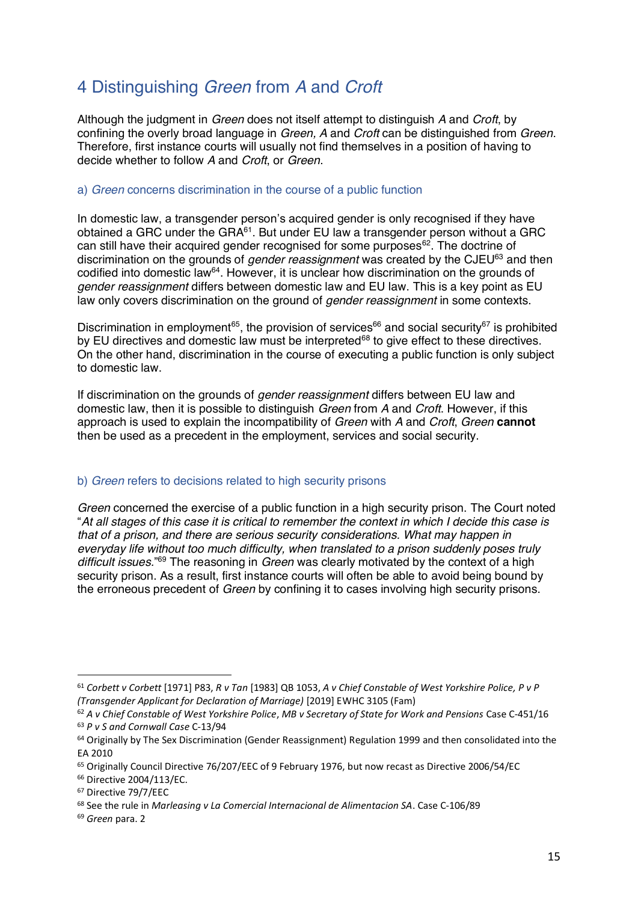## 4 Distinguishing *Green* from *A* and *Croft*

Although the judgment in *Green* does not itself attempt to distinguish *A* and *Croft*, by confining the overly broad language in *Green, A* and *Croft* can be distinguished from *Green*. Therefore, first instance courts will usually not find themselves in a position of having to decide whether to follow *A* and *Croft*, or *Green*.

### a) *Green* concerns discrimination in the course of a public function

In domestic law, a transgender person's acquired gender is only recognised if they have obtained a GRC under the GRA[61]. But under EU law a transgender person without a GRC can still have their acquired gender recognised for some purposes[62]. The doctrine of discrimination on the grounds of *gender reassignment* was created by the CJEU[63] and then codified into domestic law[64]. However, it is unclear how discrimination on the grounds of *gender reassignment* differs between domestic law and EU law. This is a key point as EU law only covers discrimination on the ground of *gender reassignment* in some contexts.

Discrimination in employment[65], the provision of services[66] and social security[67] is prohibited by EU directives and domestic law must be interpreted[68] to give effect to these directives. On the other hand, discrimination in the course of executing a public function is only subject to domestic law.

If discrimination on the grounds of *gender reassignment* differs between EU law and domestic law, then it is possible to distinguish *Green* from *A* and *Croft*. However, if this approach is used to explain the incompatibility of *Green* with *A* and *Croft*, *Green* **cannot** then be used as a precedent in the employment, services and social security.

### b) *Green* refers to decisions related to high security prisons

*Green* concerned the exercise of a public function in a high security prison. The Court noted "*At all stages of this case it is critical to remember the context in which I decide this case is that of a prison, and there are serious security considerations. What may happen in everyday life without too much difficulty, when translated to a prison suddenly poses truly difficult issues.*"[69] The reasoning in *Green* was clearly motivated by the context of a high security prison. As a result, first instance courts will often be able to avoid being bound by the erroneous precedent of *Green* by confining it to cases involving high security prisons.

---

[61] *Corbett v Corbett* [1971] P83, *R v Tan* [1983] QB 1053, *A v Chief Constable of West Yorkshire Police, P v P (Transgender Applicant for Declaration of Marriage)* [2019] EWHC 3105 (Fam)

[62] *A v Chief Constable of West Yorkshire Police*, *MB v Secretary of State for Work and Pensions* Case C-451/16

[63] *P v S and Cornwall Case* C-13/94

[64] Originally by The Sex Discrimination (Gender Reassignment) Regulation 1999 and then consolidated into the EA 2010

[65] Originally Council Directive 76/207/EEC of 9 February 1976, but now recast as Directive 2006/54/EC

[66] Directive 2004/113/EC.

[67] Directive 79/7/EEC

[68] See the rule in *Marleasing v La Comercial Internacional de Alimentacion SA*. Case C-106/89

[69] *Green* para. 2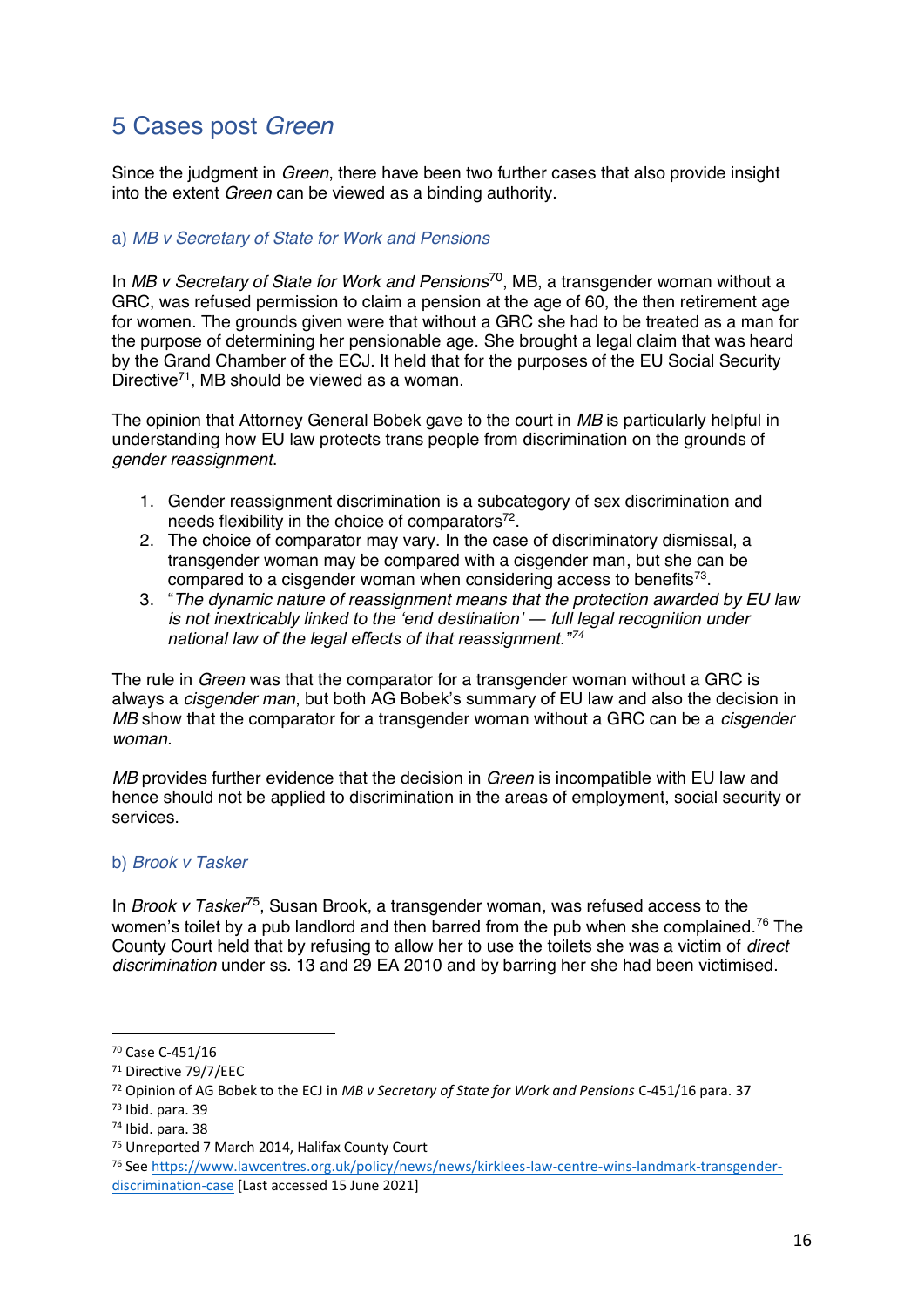## 5 Cases post *Green*

Since the judgment in *Green*, there have been two further cases that also provide insight into the extent *Green* can be viewed as a binding authority.

### a) *MB v Secretary of State for Work and Pensions*

In *MB v Secretary of State for Work and Pensions*[70], MB, a transgender woman without a GRC, was refused permission to claim a pension at the age of 60, the then retirement age for women. The grounds given were that without a GRC she had to be treated as a man for the purpose of determining her pensionable age. She brought a legal claim that was heard by the Grand Chamber of the ECJ. It held that for the purposes of the EU Social Security Directive[71], MB should be viewed as a woman.

The opinion that Attorney General Bobek gave to the court in *MB* is particularly helpful in understanding how EU law protects trans people from discrimination on the grounds of *gender reassignment*.

1. Gender reassignment discrimination is a subcategory of sex discrimination and needs flexibility in the choice of comparators[72].
2. The choice of comparator may vary. In the case of discriminatory dismissal, a transgender woman may be compared with a cisgender man, but she can be compared to a cisgender woman when considering access to benefits[73].
3. "*The dynamic nature of reassignment means that the protection awarded by EU law is not inextricably linked to the 'end destination' — full legal recognition under national law of the legal effects of that reassignment."*[74]

The rule in *Green* was that the comparator for a transgender woman without a GRC is always a *cisgender man*, but both AG Bobek's summary of EU law and also the decision in *MB* show that the comparator for a transgender woman without a GRC can be a *cisgender woman*.

*MB* provides further evidence that the decision in *Green* is incompatible with EU law and hence should not be applied to discrimination in the areas of employment, social security or services.

### b) *Brook v Tasker*

In *Brook v Tasker*[75], Susan Brook, a transgender woman, was refused access to the women's toilet by a pub landlord and then barred from the pub when she complained.[76] The County Court held that by refusing to allow her to use the toilets she was a victim of *direct discrimination* under ss. 13 and 29 EA 2010 and by barring her she had been victimised.

---

[70] Case C-451/16

[71] Directive 79/7/EEC

[72] Opinion of AG Bobek to the ECJ in *MB v Secretary of State for Work and Pensions* C-451/16 para. 37

[73] Ibid. para. 39

[74] Ibid. para. 38

[75] Unreported 7 March 2014, Halifax County Court

[76] See https://www.lawcentres.org.uk/policy/news/news/kirklees-law-centre-wins-landmark-transgender-discrimination-case [Last accessed 15 June 2021]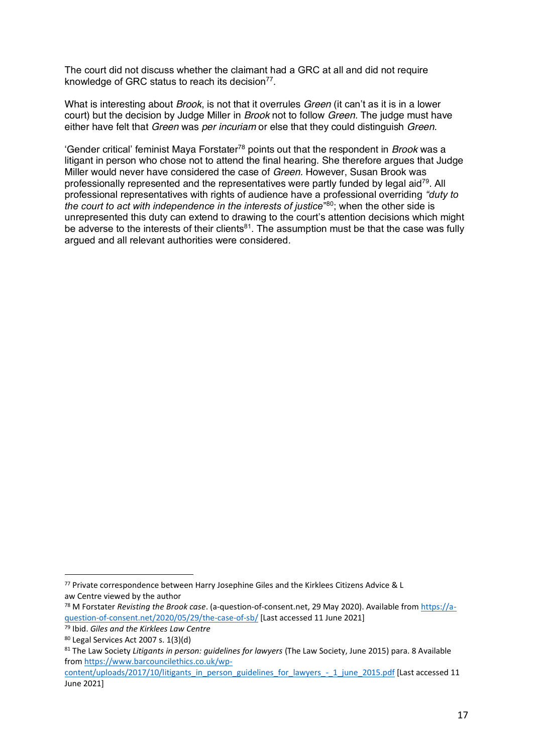The court did not discuss whether the claimant had a GRC at all and did not require knowledge of GRC status to reach its decision[77].

What is interesting about *Brook*, is not that it overrules *Green* (it can't as it is in a lower court) but the decision by Judge Miller in *Brook* not to follow *Green*. The judge must have either have felt that *Green* was *per incuriam* or else that they could distinguish *Green*.

'Gender critical' feminist Maya Forstater[78] points out that the respondent in *Brook* was a litigant in person who chose not to attend the final hearing. She therefore argues that Judge Miller would never have considered the case of *Green.* However, Susan Brook was professionally represented and the representatives were partly funded by legal aid[79]. All professional representatives with rights of audience have a professional overriding *"duty to the court to act with independence in the interests of justice"*[80]; when the other side is unrepresented this duty can extend to drawing to the court's attention decisions which might be adverse to the interests of their clients[81]. The assumption must be that the case was fully argued and all relevant authorities were considered.

---

[77] Private correspondence between Harry Josephine Giles and the Kirklees Citizens Advice & L aw Centre viewed by the author

[78] M Forstater *Revisting the Brook case*. (a-question-of-consent.net, 29 May 2020). Available from https://a-question-of-consent.net/2020/05/29/the-case-of-sb/ [Last accessed 11 June 2021]

[79] Ibid. *Giles and the Kirklees Law Centre*

[80] Legal Services Act 2007 s. 1(3)(d)

[81] The Law Society *Litigants in person: guidelines for lawyers* (The Law Society, June 2015) para. 8 Available from https://www.barcouncilethics.co.uk/wp-content/uploads/2017/10/litigants_in_person_guidelines_for_lawyers_-_1_june_2015.pdf [Last accessed 11 June 2021]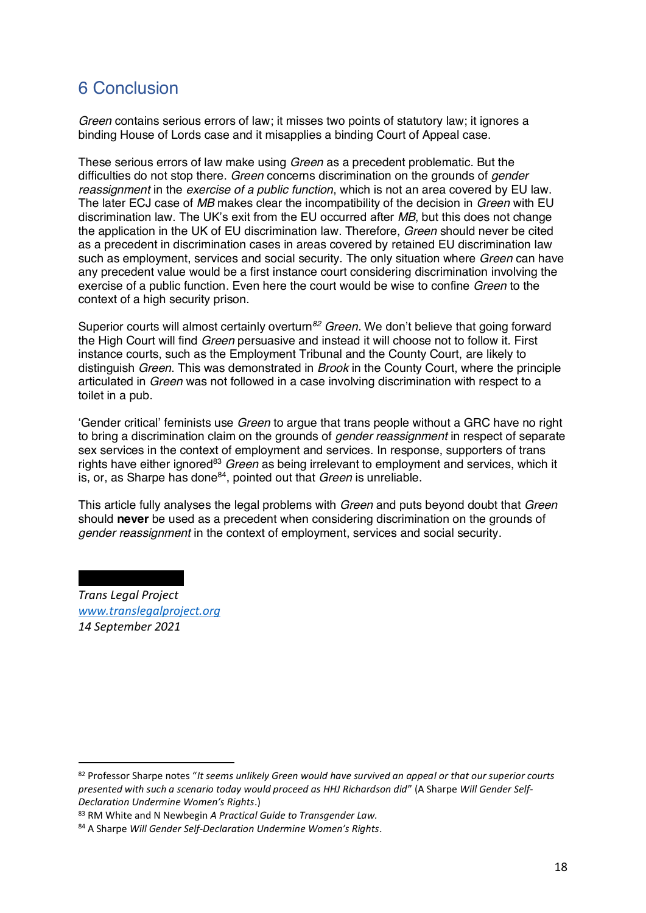## 6 Conclusion

*Green* contains serious errors of law; it misses two points of statutory law; it ignores a binding House of Lords case and it misapplies a binding Court of Appeal case.

These serious errors of law make using *Green* as a precedent problematic. But the difficulties do not stop there. *Green* concerns discrimination on the grounds of *gender reassignment* in the *exercise of a public function*, which is not an area covered by EU law. The later ECJ case of *MB* makes clear the incompatibility of the decision in *Green* with EU discrimination law. The UK's exit from the EU occurred after *MB*, but this does not change the application in the UK of EU discrimination law. Therefore, *Green* should never be cited as a precedent in discrimination cases in areas covered by retained EU discrimination law such as employment, services and social security. The only situation where *Green* can have any precedent value would be a first instance court considering discrimination involving the exercise of a public function. Even here the court would be wise to confine *Green* to the context of a high security prison.

Superior courts will almost certainly overturn[82] *Green.* We don't believe that going forward the High Court will find *Green* persuasive and instead it will choose not to follow it. First instance courts, such as the Employment Tribunal and the County Court, are likely to distinguish *Green*. This was demonstrated in *Brook* in the County Court, where the principle articulated in *Green* was not followed in a case involving discrimination with respect to a toilet in a pub.

'Gender critical' feminists use *Green* to argue that trans people without a GRC have no right to bring a discrimination claim on the grounds of *gender reassignment* in respect of separate sex services in the context of employment and services. In response, supporters of trans rights have either ignored[83] *Green* as being irrelevant to employment and services, which it is, or, as Sharpe has done[84], pointed out that *Green* is unreliable.

This article fully analyses the legal problems with *Green* and puts beyond doubt that *Green* should **never** be used as a precedent when considering discrimination on the grounds of *gender reassignment* in the context of employment, services and social security.

*Trans Legal Project*
[www.translegalproject.org](http://www.translegalproject.org)
*14 September 2021*

---

[82] Professor Sharpe notes "*It seems unlikely Green would have survived an appeal or that our superior courts presented with such a scenario today would proceed as HHJ Richardson did*" (A Sharpe *Will Gender Self-Declaration Undermine Women's Rights*.)

[83] RM White and N Newbegin *A Practical Guide to Transgender Law.*

[84] A Sharpe *Will Gender Self-Declaration Undermine Women's Rights*.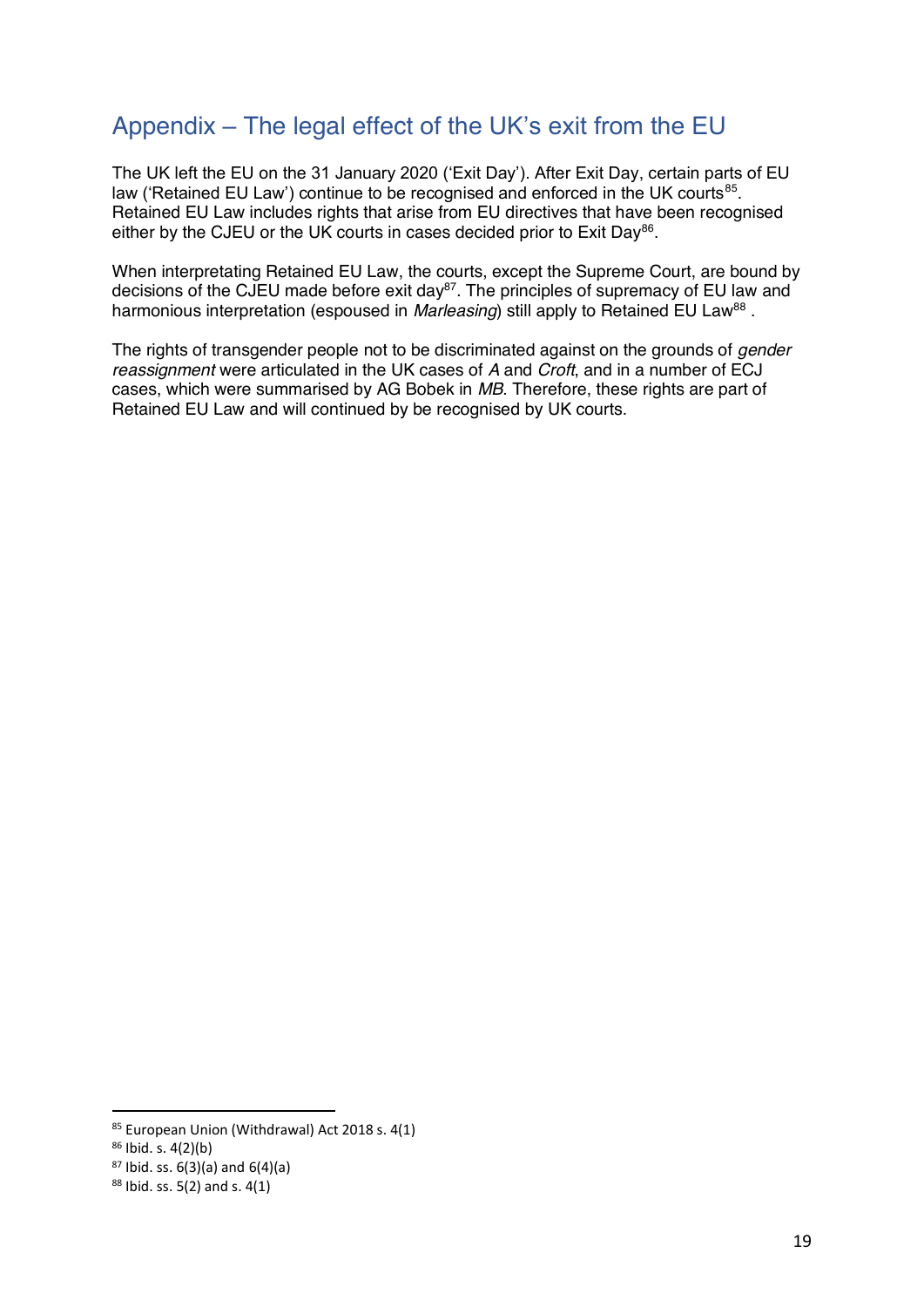## Appendix – The legal effect of the UK's exit from the EU

The UK left the EU on the 31 January 2020 ('Exit Day'). After Exit Day, certain parts of EU law ('Retained EU Law') continue to be recognised and enforced in the UK courts[85]. Retained EU Law includes rights that arise from EU directives that have been recognised either by the CJEU or the UK courts in cases decided prior to Exit Day[86].

When interpretating Retained EU Law, the courts, except the Supreme Court, are bound by decisions of the CJEU made before exit day[87]. The principles of supremacy of EU law and harmonious interpretation (espoused in *Marleasing*) still apply to Retained EU Law[88] .

The rights of transgender people not to be discriminated against on the grounds of *gender reassignment* were articulated in the UK cases of *A* and *Croft*, and in a number of ECJ cases, which were summarised by AG Bobek in *MB*. Therefore, these rights are part of Retained EU Law and will continued by be recognised by UK courts.

---

[85] European Union (Withdrawal) Act 2018 s. 4(1)

[86] Ibid. s. 4(2)(b)

[87] Ibid. ss. 6(3)(a) and 6(4)(a)

[88] Ibid. ss. 5(2) and s. 4(1)